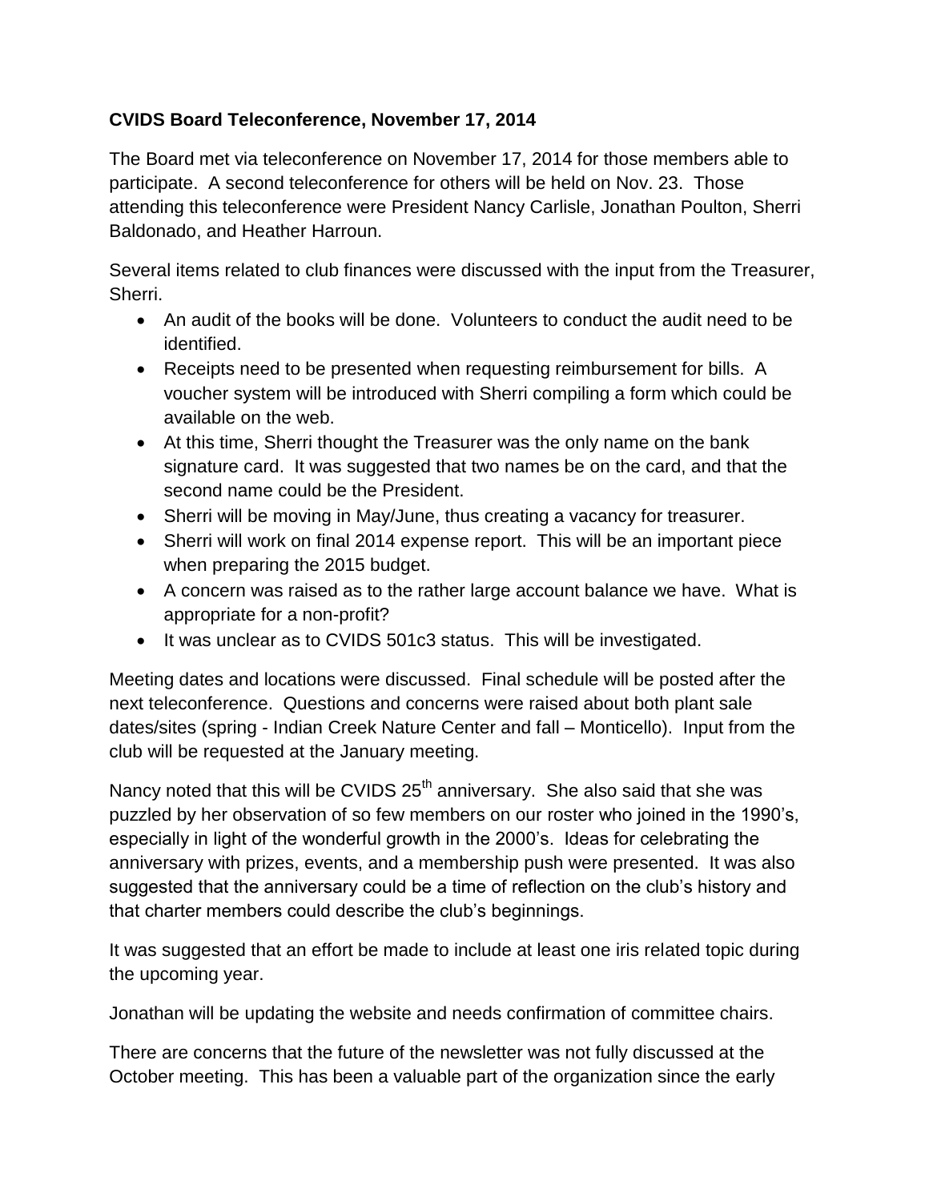**CVIDS Board Teleconference, November 17, 2014**

The Board met via teleconference on November 17, 2014 for those members able to participate. A second teleconference for others will be held on Nov. 23. Those attending this teleconference were President Nancy Carlisle, Jonathan Poulton, Sherri Baldonado, and Heather Harroun.

Several items related to club finances were discussed with the input from the Treasurer, Sherri.

- An audit of the books will be done. Volunteers to conduct the audit need to be identified.
- Receipts need to be presented when requesting reimbursement for bills. A voucher system will be introduced with Sherri compiling a form which could be available on the web.
- At this time, Sherri thought the Treasurer was the only name on the bank signature card. It was suggested that two names be on the card, and that the second name could be the President.
- Sherri will be moving in May/June, thus creating a vacancy for treasurer.
- Sherri will work on final 2014 expense report. This will be an important piece when preparing the 2015 budget.
- A concern was raised as to the rather large account balance we have. What is appropriate for a non-profit?
- It was unclear as to CVIDS 501c3 status. This will be investigated.

Meeting dates and locations were discussed. Final schedule will be posted after the next teleconference. Questions and concerns were raised about both plant sale dates/sites (spring - Indian Creek Nature Center and fall – Monticello). Input from the club will be requested at the January meeting.

Nancy noted that this will be CVIDS 25th anniversary. She also said that she was puzzled by her observation of so few members on our roster who joined in the 1990's, especially in light of the wonderful growth in the 2000's. Ideas for celebrating the anniversary with prizes, events, and a membership push were presented. It was also suggested that the anniversary could be a time of reflection on the club's history and that charter members could describe the club's beginnings.

It was suggested that an effort be made to include at least one iris related topic during the upcoming year.

Jonathan will be updating the website and needs confirmation of committee chairs.

There are concerns that the future of the newsletter was not fully discussed at the October meeting. This has been a valuable part of the organization since the early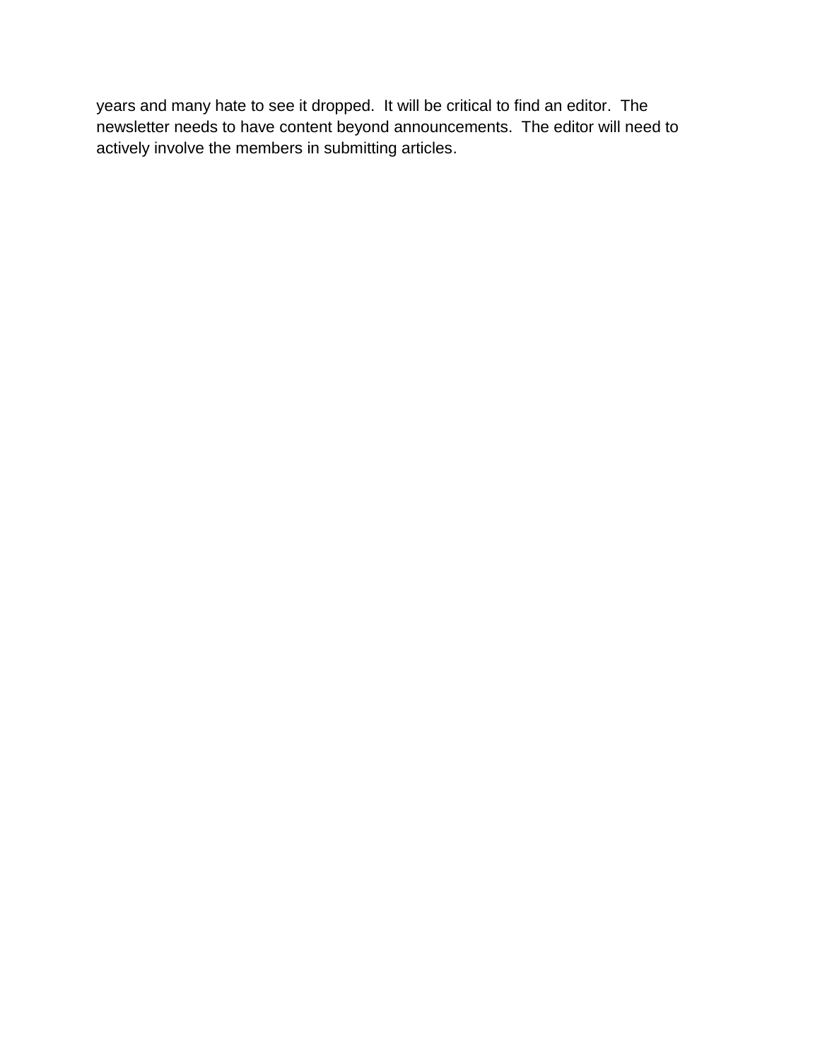years and many hate to see it dropped.  It will be critical to find an editor.  The newsletter needs to have content beyond announcements.  The editor will need to actively involve the members in submitting articles.